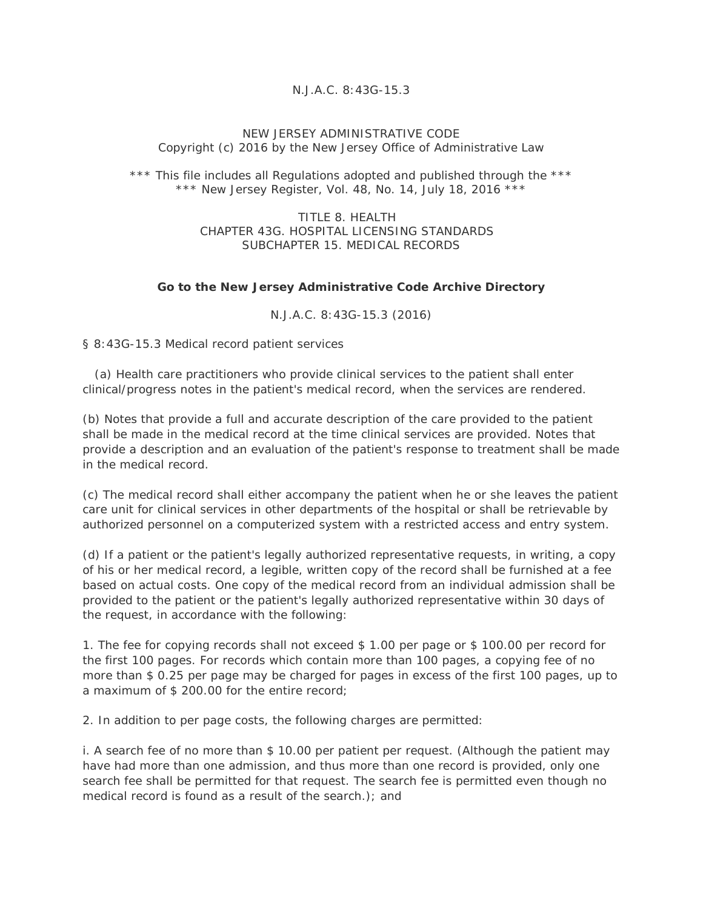N.J.A.C. 8:43G-15.3

NEW JERSEY ADMINISTRATIVE CODE
Copyright (c) 2016 by the New Jersey Office of Administrative Law

*** This file includes all Regulations adopted and published through the ***
*** New Jersey Register, Vol. 48, No. 14, July 18, 2016 ***

TITLE 8. HEALTH
CHAPTER 43G. HOSPITAL LICENSING STANDARDS
SUBCHAPTER 15. MEDICAL RECORDS

**Go to the New Jersey Administrative Code Archive Directory**

N.J.A.C. 8:43G-15.3 (2016)

§ 8:43G-15.3 Medical record patient services

(a) Health care practitioners who provide clinical services to the patient shall enter clinical/progress notes in the patient's medical record, when the services are rendered.

(b) Notes that provide a full and accurate description of the care provided to the patient shall be made in the medical record at the time clinical services are provided. Notes that provide a description and an evaluation of the patient's response to treatment shall be made in the medical record.

(c) The medical record shall either accompany the patient when he or she leaves the patient care unit for clinical services in other departments of the hospital or shall be retrievable by authorized personnel on a computerized system with a restricted access and entry system.

(d) If a patient or the patient's legally authorized representative requests, in writing, a copy of his or her medical record, a legible, written copy of the record shall be furnished at a fee based on actual costs. One copy of the medical record from an individual admission shall be provided to the patient or the patient's legally authorized representative within 30 days of the request, in accordance with the following:

1. The fee for copying records shall not exceed $ 1.00 per page or $ 100.00 per record for the first 100 pages. For records which contain more than 100 pages, a copying fee of no more than $ 0.25 per page may be charged for pages in excess of the first 100 pages, up to a maximum of $ 200.00 for the entire record;

2. In addition to per page costs, the following charges are permitted:

i. A search fee of no more than $ 10.00 per patient per request. (Although the patient may have had more than one admission, and thus more than one record is provided, only one search fee shall be permitted for that request. The search fee is permitted even though no medical record is found as a result of the search.); and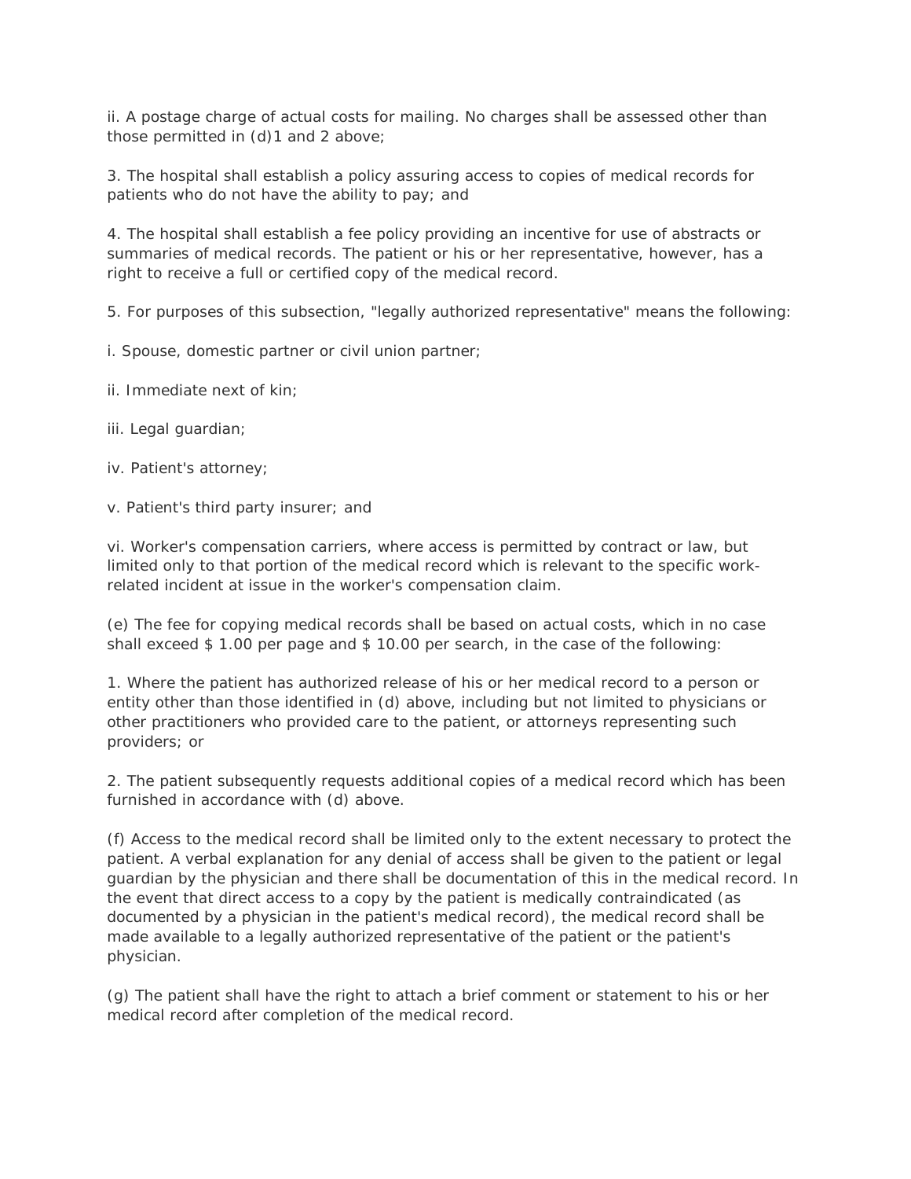ii. A postage charge of actual costs for mailing. No charges shall be assessed other than those permitted in (d)1 and 2 above;

3. The hospital shall establish a policy assuring access to copies of medical records for patients who do not have the ability to pay; and

4. The hospital shall establish a fee policy providing an incentive for use of abstracts or summaries of medical records. The patient or his or her representative, however, has a right to receive a full or certified copy of the medical record.

5. For purposes of this subsection, "legally authorized representative" means the following:

i. Spouse, domestic partner or civil union partner;

ii. Immediate next of kin;

iii. Legal guardian;

iv. Patient's attorney;

v. Patient's third party insurer; and

vi. Worker's compensation carriers, where access is permitted by contract or law, but limited only to that portion of the medical record which is relevant to the specific work-related incident at issue in the worker's compensation claim.

(e) The fee for copying medical records shall be based on actual costs, which in no case shall exceed $ 1.00 per page and $ 10.00 per search, in the case of the following:

1. Where the patient has authorized release of his or her medical record to a person or entity other than those identified in (d) above, including but not limited to physicians or other practitioners who provided care to the patient, or attorneys representing such providers; or

2. The patient subsequently requests additional copies of a medical record which has been furnished in accordance with (d) above.

(f) Access to the medical record shall be limited only to the extent necessary to protect the patient. A verbal explanation for any denial of access shall be given to the patient or legal guardian by the physician and there shall be documentation of this in the medical record. In the event that direct access to a copy by the patient is medically contraindicated (as documented by a physician in the patient's medical record), the medical record shall be made available to a legally authorized representative of the patient or the patient's physician.

(g) The patient shall have the right to attach a brief comment or statement to his or her medical record after completion of the medical record.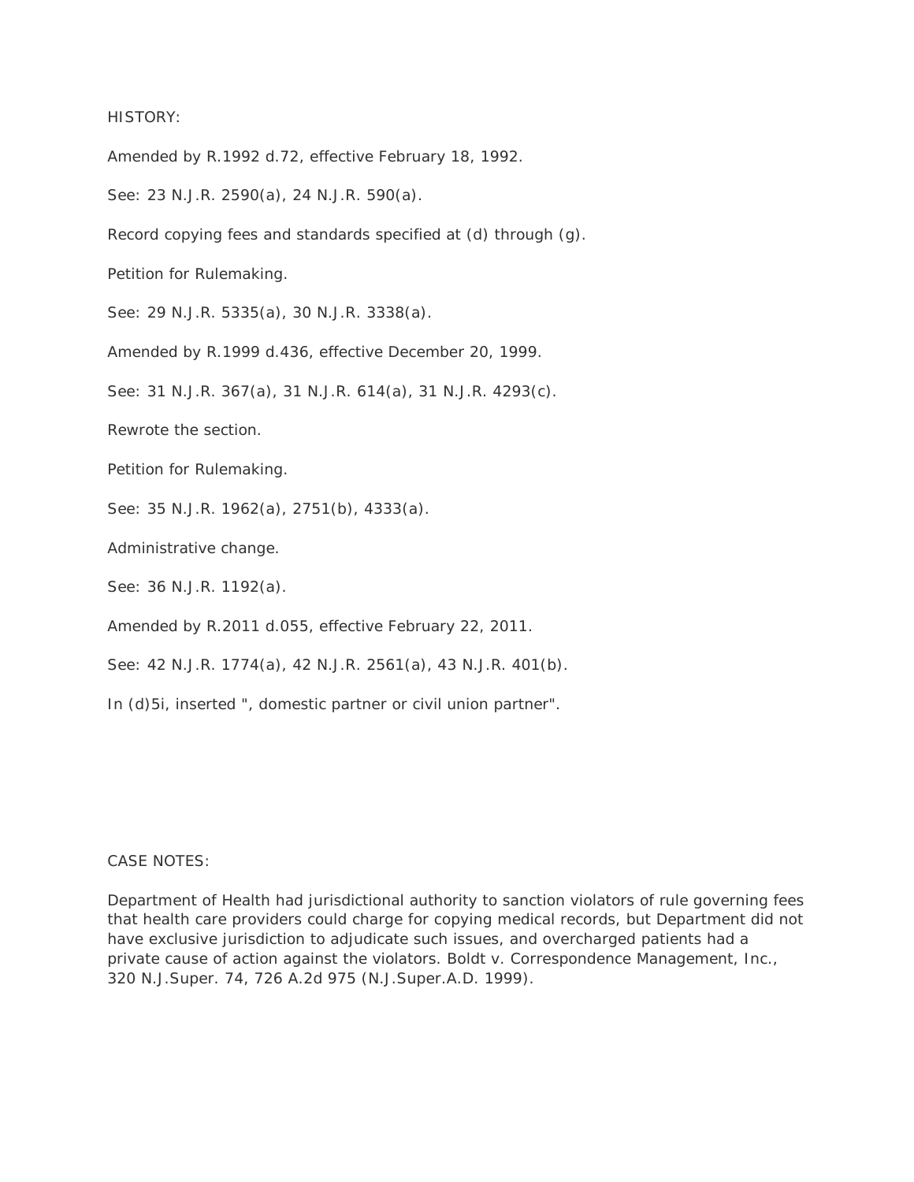HISTORY:

Amended by R.1992 d.72, effective February 18, 1992.

See: 23 N.J.R. 2590(a), 24 N.J.R. 590(a).

Record copying fees and standards specified at (d) through (g).

Petition for Rulemaking.

See: 29 N.J.R. 5335(a), 30 N.J.R. 3338(a).

Amended by R.1999 d.436, effective December 20, 1999.

See: 31 N.J.R. 367(a), 31 N.J.R. 614(a), 31 N.J.R. 4293(c).

Rewrote the section.

Petition for Rulemaking.

See: 35 N.J.R. 1962(a), 2751(b), 4333(a).

Administrative change.

See: 36 N.J.R. 1192(a).

Amended by R.2011 d.055, effective February 22, 2011.

See: 42 N.J.R. 1774(a), 42 N.J.R. 2561(a), 43 N.J.R. 401(b).

In (d)5i, inserted ", domestic partner or civil union partner".

CASE NOTES:

Department of Health had jurisdictional authority to sanction violators of rule governing fees that health care providers could charge for copying medical records, but Department did not have exclusive jurisdiction to adjudicate such issues, and overcharged patients had a private cause of action against the violators. Boldt v. Correspondence Management, Inc., 320 N.J.Super. 74, 726 A.2d 975 (N.J.Super.A.D. 1999).